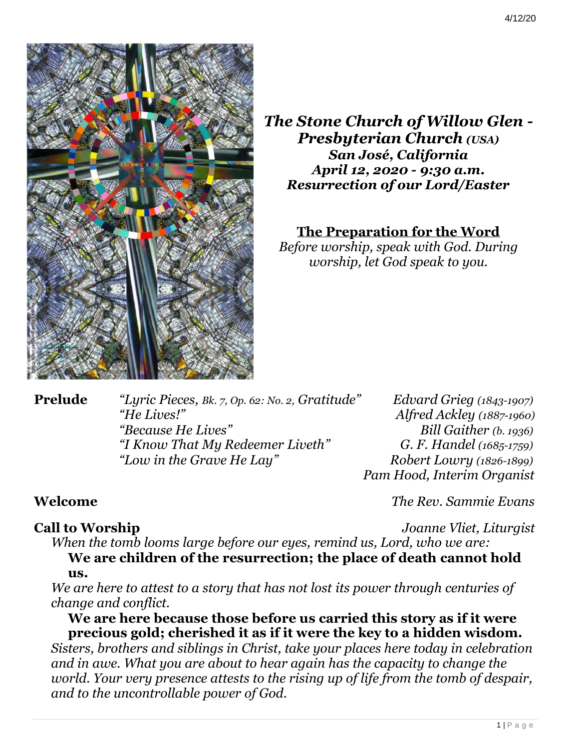4/12/20

***The Stone Church of Willow Glen - Presbyterian Church** (USA)*
***San José, California***
***April 12, 2020 - 9:30 a.m.***
***Resurrection of our Lord/Easter***

## The Preparation for the Word

*Before worship, speak with God. During worship, let God speak to you.*

**Prelude**

| | |
|---|---|
| *"Lyric Pieces, Bk. 7, Op. 62: No. 2, Gratitude"* | *Edvard Grieg (1843-1907)* |
| *"He Lives!"* | *Alfred Ackley (1887-1960)* |
| *"Because He Lives"* | *Bill Gaither (b. 1936)* |
| *"I Know That My Redeemer Liveth"* | *G. F. Handel (1685-1759)* |
| *"Low in the Grave He Lay"* | *Robert Lowry (1826-1899)* |
| | *Pam Hood, Interim Organist* |

**Welcome** — *The Rev. Sammie Evans*

**Call to Worship** — *Joanne Vliet, Liturgist*

*When the tomb looms large before our eyes, remind us, Lord, who we are:*

**We are children of the resurrection; the place of death cannot hold us.**

*We are here to attest to a story that has not lost its power through centuries of change and conflict.*

**We are here because those before us carried this story as if it were precious gold; cherished it as if it were the key to a hidden wisdom.**

*Sisters, brothers and siblings in Christ, take your places here today in celebration and in awe. What you are about to hear again has the capacity to change the world. Your very presence attests to the rising up of life from the tomb of despair, and to the uncontrollable power of God.*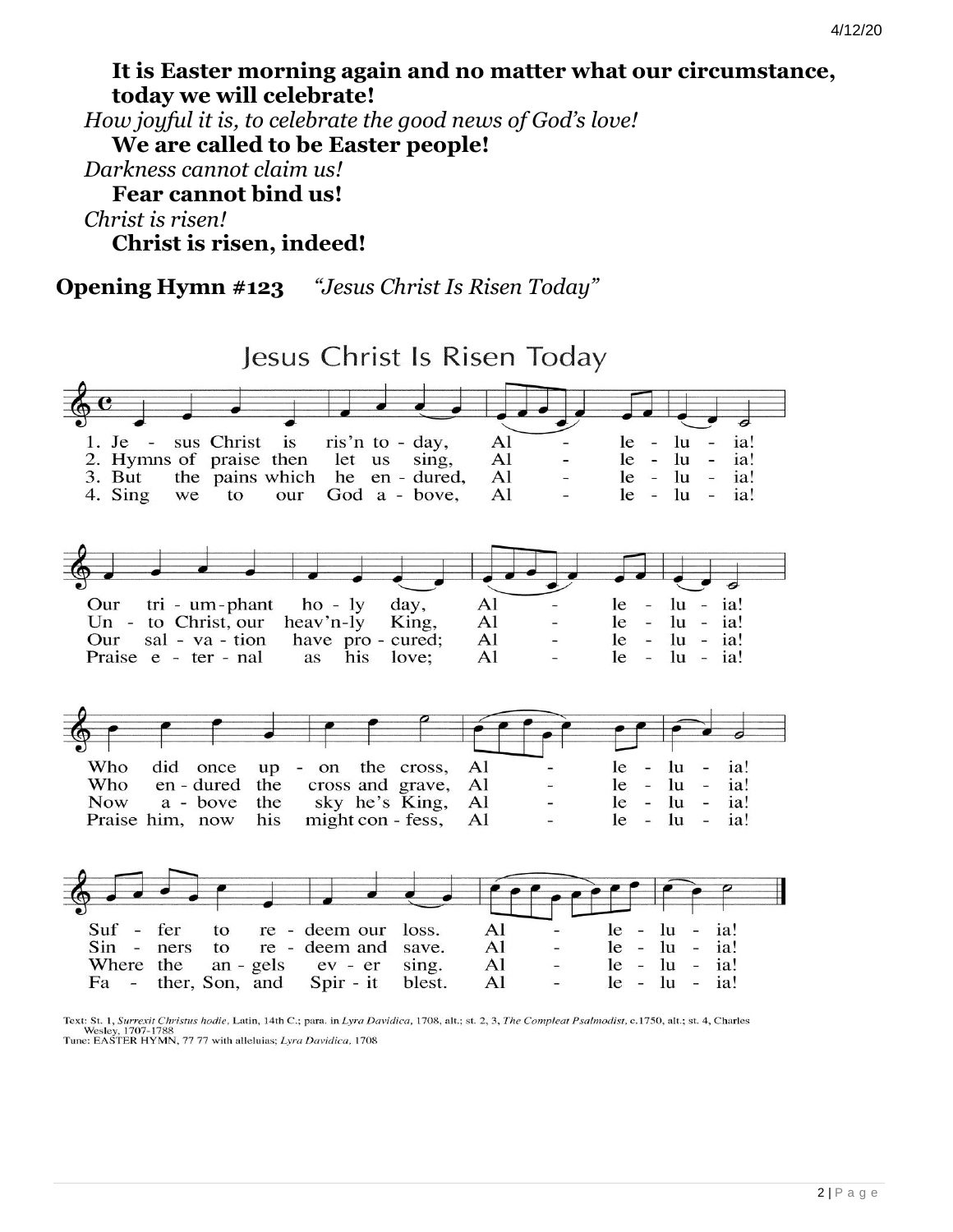**It is Easter morning again and no matter what our circumstance, today we will celebrate!**

*How joyful it is, to celebrate the good news of God's love!*

**We are called to be Easter people!**

*Darkness cannot claim us!*

**Fear cannot bind us!**

*Christ is risen!*

**Christ is risen, indeed!**

**Opening Hymn #123** *"Jesus Christ Is Risen Today"*

Jesus Christ Is Risen Today

1. Jesus Christ is ris'n today, Alleluia!
Our triumphant holy day, Alleluia!
Who did once upon the cross, Alleluia!
Suffer to redeem our loss. Alleluia!

2. Hymns of praise then let us sing, Alleluia!
Unto Christ, our heav'nly King, Alleluia!
Who endured the cross and grave, Alleluia!
Sinners to redeem and save. Alleluia!

3. But the pains which he endured, Alleluia!
Our salvation have procured; Alleluia!
Now above the sky he's King, Alleluia!
Where the angels ever sing. Alleluia!

4. Sing we to our God above, Alleluia!
Praise eternal as his love; Alleluia!
Praise him, now his might confess, Alleluia!
Father, Son, and Spirit blest. Alleluia!

Text: St. 1, *Surrexit Christus hodie*, Latin, 14th C.; para. in *Lyra Davidica*, 1708, alt.; st. 2, 3, *The Compleat Psalmodist*, c.1750, alt.; st. 4, Charles Wesley, 1707-1788
Tune: EASTER HYMN, 77 77 with alleluias; *Lyra Davidica*, 1708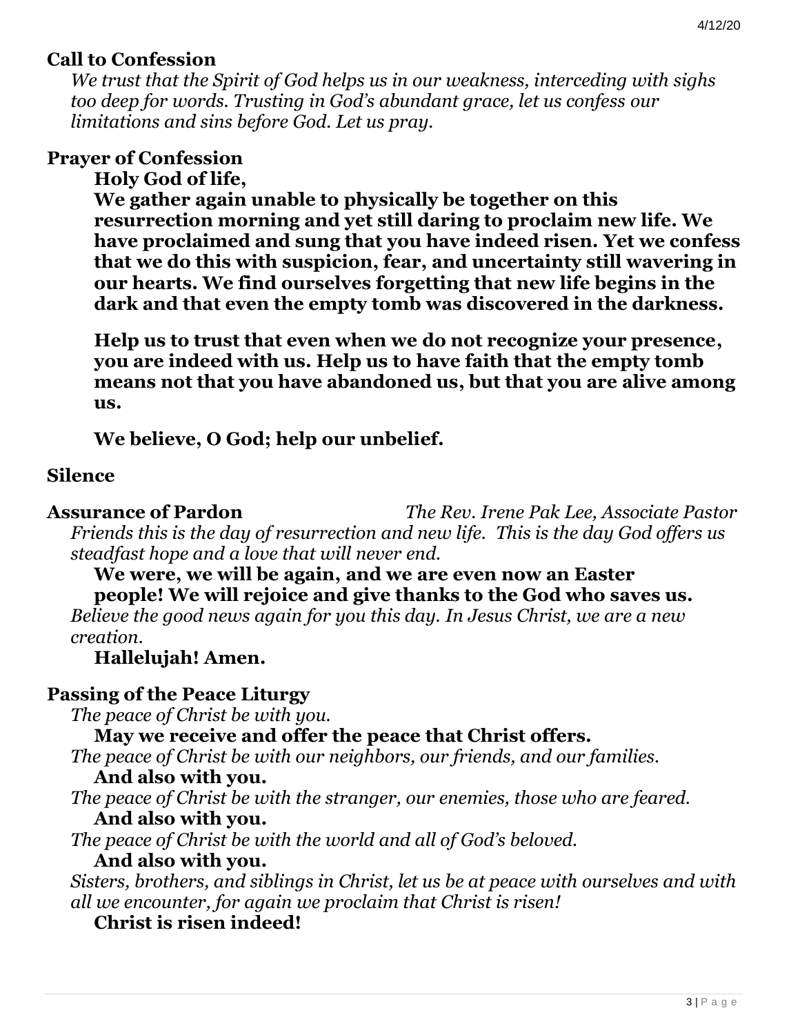**Call to Confession**

*We trust that the Spirit of God helps us in our weakness, interceding with sighs too deep for words. Trusting in God's abundant grace, let us confess our limitations and sins before God. Let us pray.*

**Prayer of Confession**

**Holy God of life,**

**We gather again unable to physically be together on this resurrection morning and yet still daring to proclaim new life. We have proclaimed and sung that you have indeed risen. Yet we confess that we do this with suspicion, fear, and uncertainty still wavering in our hearts. We find ourselves forgetting that new life begins in the dark and that even the empty tomb was discovered in the darkness.**

**Help us to trust that even when we do not recognize your presence, you are indeed with us. Help us to have faith that the empty tomb means not that you have abandoned us, but that you are alive among us.**

**We believe, O God; help our unbelief.**

**Silence**

**Assurance of Pardon** *The Rev. Irene Pak Lee, Associate Pastor*

*Friends this is the day of resurrection and new life. This is the day God offers us steadfast hope and a love that will never end.*

**We were, we will be again, and we are even now an Easter people! We will rejoice and give thanks to the God who saves us.**

*Believe the good news again for you this day. In Jesus Christ, we are a new creation.*

**Hallelujah! Amen.**

**Passing of the Peace Liturgy**

*The peace of Christ be with you.*

**May we receive and offer the peace that Christ offers.**

*The peace of Christ be with our neighbors, our friends, and our families.*

**And also with you.**

*The peace of Christ be with the stranger, our enemies, those who are feared.*

**And also with you.**

*The peace of Christ be with the world and all of God's beloved.*

**And also with you.**

*Sisters, brothers, and siblings in Christ, let us be at peace with ourselves and with all we encounter, for again we proclaim that Christ is risen!*

**Christ is risen indeed!**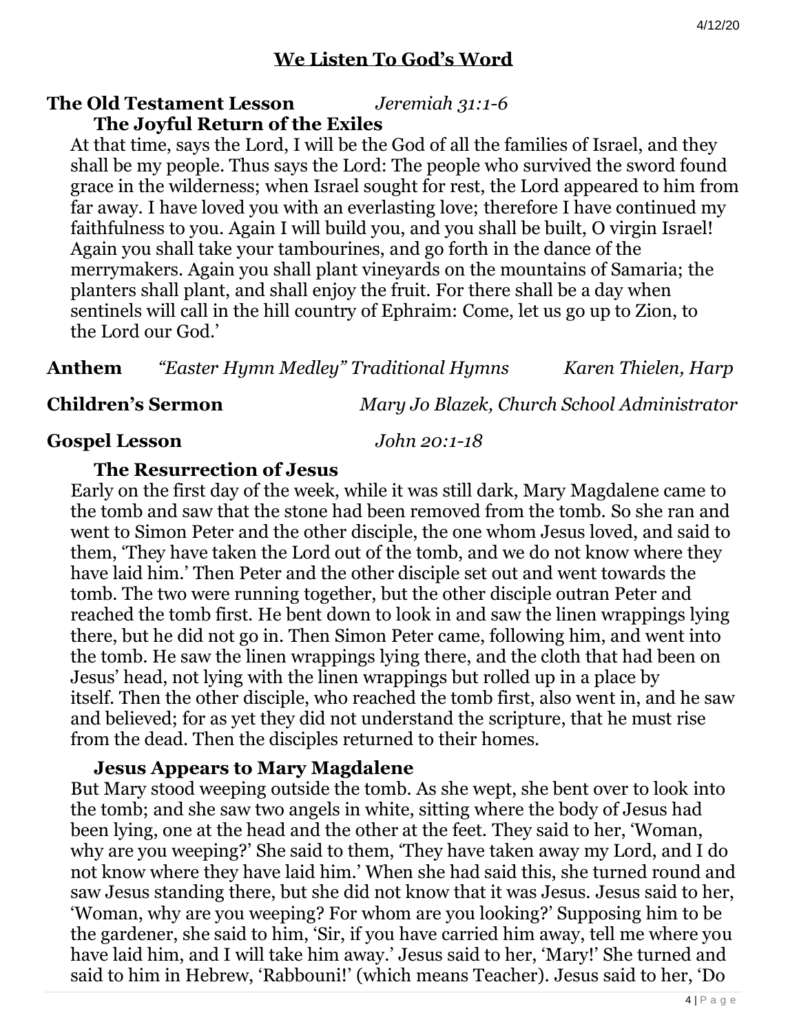## We Listen To God's Word

**The Old Testament Lesson** *Jeremiah 31:1-6*

**The Joyful Return of the Exiles**

At that time, says the Lord, I will be the God of all the families of Israel, and they shall be my people. Thus says the Lord: The people who survived the sword found grace in the wilderness; when Israel sought for rest, the Lord appeared to him from far away. I have loved you with an everlasting love; therefore I have continued my faithfulness to you. Again I will build you, and you shall be built, O virgin Israel! Again you shall take your tambourines, and go forth in the dance of the merrymakers. Again you shall plant vineyards on the mountains of Samaria; the planters shall plant, and shall enjoy the fruit. For there shall be a day when sentinels will call in the hill country of Ephraim: Come, let us go up to Zion, to the Lord our God.'

**Anthem** *"Easter Hymn Medley" Traditional Hymns* *Karen Thielen, Harp*

**Children's Sermon** *Mary Jo Blazek, Church School Administrator*

**Gospel Lesson** *John 20:1-18*

**The Resurrection of Jesus**

Early on the first day of the week, while it was still dark, Mary Magdalene came to the tomb and saw that the stone had been removed from the tomb. So she ran and went to Simon Peter and the other disciple, the one whom Jesus loved, and said to them, 'They have taken the Lord out of the tomb, and we do not know where they have laid him.' Then Peter and the other disciple set out and went towards the tomb. The two were running together, but the other disciple outran Peter and reached the tomb first. He bent down to look in and saw the linen wrappings lying there, but he did not go in. Then Simon Peter came, following him, and went into the tomb. He saw the linen wrappings lying there, and the cloth that had been on Jesus' head, not lying with the linen wrappings but rolled up in a place by itself. Then the other disciple, who reached the tomb first, also went in, and he saw and believed; for as yet they did not understand the scripture, that he must rise from the dead. Then the disciples returned to their homes.

**Jesus Appears to Mary Magdalene**

But Mary stood weeping outside the tomb. As she wept, she bent over to look into the tomb; and she saw two angels in white, sitting where the body of Jesus had been lying, one at the head and the other at the feet. They said to her, 'Woman, why are you weeping?' She said to them, 'They have taken away my Lord, and I do not know where they have laid him.' When she had said this, she turned round and saw Jesus standing there, but she did not know that it was Jesus. Jesus said to her, 'Woman, why are you weeping? For whom are you looking?' Supposing him to be the gardener, she said to him, 'Sir, if you have carried him away, tell me where you have laid him, and I will take him away.' Jesus said to her, 'Mary!' She turned and said to him in Hebrew, 'Rabbouni!' (which means Teacher). Jesus said to her, 'Do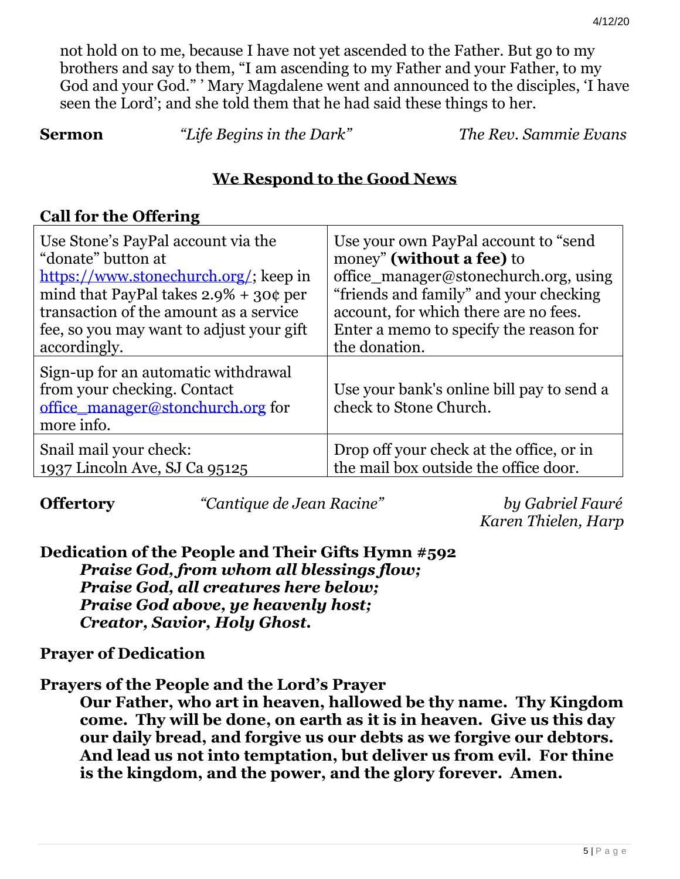not hold on to me, because I have not yet ascended to the Father. But go to my brothers and say to them, "I am ascending to my Father and your Father, to my God and your God." ' Mary Magdalene went and announced to the disciples, 'I have seen the Lord'; and she told them that he had said these things to her.

**Sermon** *"Life Begins in the Dark"* *The Rev. Sammie Evans*

## We Respond to the Good News

**Call for the Offering**

| | |
|---|---|
| Use Stone's PayPal account via the "donate" button at https://www.stonechurch.org/; keep in mind that PayPal takes 2.9% + 30¢ per transaction of the amount as a service fee, so you may want to adjust your gift accordingly. | Use your own PayPal account to "send money" **(without a fee)** to office_manager@stonechurch.org, using "friends and family" and your checking account, for which there are no fees. Enter a memo to specify the reason for the donation. |
| Sign-up for an automatic withdrawal from your checking. Contact office_manager@stonchurch.org for more info. | Use your bank's online bill pay to send a check to Stone Church. |
| Snail mail your check: 1937 Lincoln Ave, SJ Ca 95125 | Drop off your check at the office, or in the mail box outside the office door. |

**Offertory** *"Cantique de Jean Racine"* *by Gabriel Fauré*
*Karen Thielen, Harp*

**Dedication of the People and Their Gifts Hymn #592**

***Praise God, from whom all blessings flow;***
***Praise God, all creatures here below;***
***Praise God above, ye heavenly host;***
***Creator, Savior, Holy Ghost.***

**Prayer of Dedication**

**Prayers of the People and the Lord's Prayer**

**Our Father, who art in heaven, hallowed be thy name. Thy Kingdom come. Thy will be done, on earth as it is in heaven. Give us this day our daily bread, and forgive us our debts as we forgive our debtors. And lead us not into temptation, but deliver us from evil. For thine is the kingdom, and the power, and the glory forever. Amen.**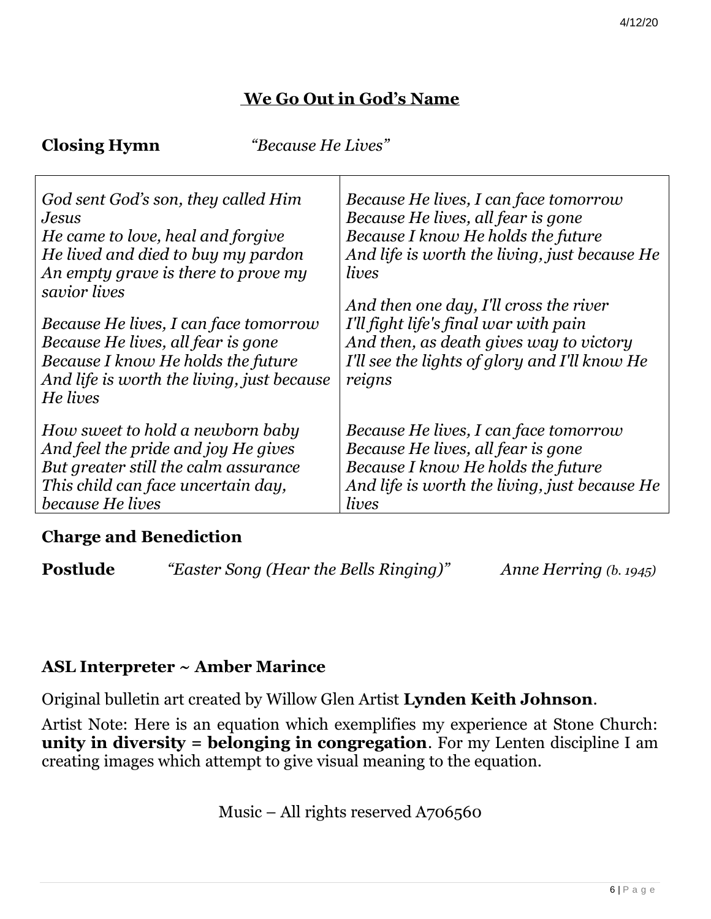## We Go Out in God's Name

**Closing Hymn** *"Because He Lives"*

*God sent God's son, they called Him Jesus*
*He came to love, heal and forgive*
*He lived and died to buy my pardon*
*An empty grave is there to prove my savior lives*

*Because He lives, I can face tomorrow*
*Because He lives, all fear is gone*
*Because I know He holds the future*
*And life is worth the living, just because He lives*

*How sweet to hold a newborn baby*
*And feel the pride and joy He gives*
*But greater still the calm assurance*
*This child can face uncertain day, because He lives*

*Because He lives, I can face tomorrow*
*Because He lives, all fear is gone*
*Because I know He holds the future*
*And life is worth the living, just because He lives*

*And then one day, I'll cross the river*
*I'll fight life's final war with pain*
*And then, as death gives way to victory*
*I'll see the lights of glory and I'll know He reigns*

*Because He lives, I can face tomorrow*
*Because He lives, all fear is gone*
*Because I know He holds the future*
*And life is worth the living, just because He lives*

**Charge and Benediction**

**Postlude** *"Easter Song (Hear the Bells Ringing)"* *Anne Herring (b. 1945)*

**ASL Interpreter ~ Amber Marince**

Original bulletin art created by Willow Glen Artist **Lynden Keith Johnson**.

Artist Note: Here is an equation which exemplifies my experience at Stone Church: **unity in diversity = belonging in congregation**. For my Lenten discipline I am creating images which attempt to give visual meaning to the equation.

Music – All rights reserved A706560